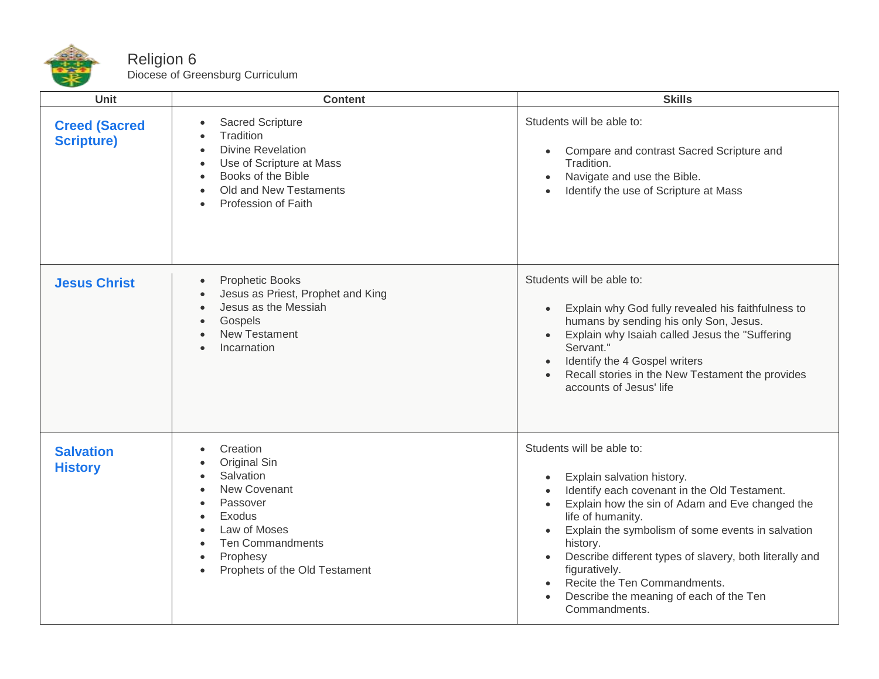# Religion 6

Diocese of Greensburg Curriculum

| Unit | Content | Skills |
|---|---|---|
| **Creed (Sacred Scripture)** | • Sacred Scripture<br>• Tradition<br>• Divine Revelation<br>• Use of Scripture at Mass<br>• Books of the Bible<br>• Old and New Testaments<br>• Profession of Faith | Students will be able to:<br><br>• Compare and contrast Sacred Scripture and Tradition.<br>• Navigate and use the Bible.<br>• Identify the use of Scripture at Mass |
| **Jesus Christ** | • Prophetic Books<br>• Jesus as Priest, Prophet and King<br>• Jesus as the Messiah<br>• Gospels<br>• New Testament<br>• Incarnation | Students will be able to:<br><br>• Explain why God fully revealed his faithfulness to humans by sending his only Son, Jesus.<br>• Explain why Isaiah called Jesus the "Suffering Servant."<br>• Identify the 4 Gospel writers<br>• Recall stories in the New Testament the provides accounts of Jesus' life |
| **Salvation History** | • Creation<br>• Original Sin<br>• Salvation<br>• New Covenant<br>• Passover<br>• Exodus<br>• Law of Moses<br>• Ten Commandments<br>• Prophesy<br>• Prophets of the Old Testament | Students will be able to:<br><br>• Explain salvation history.<br>• Identify each covenant in the Old Testament.<br>• Explain how the sin of Adam and Eve changed the life of humanity.<br>• Explain the symbolism of some events in salvation history.<br>• Describe different types of slavery, both literally and figuratively.<br>• Recite the Ten Commandments.<br>• Describe the meaning of each of the Ten Commandments. |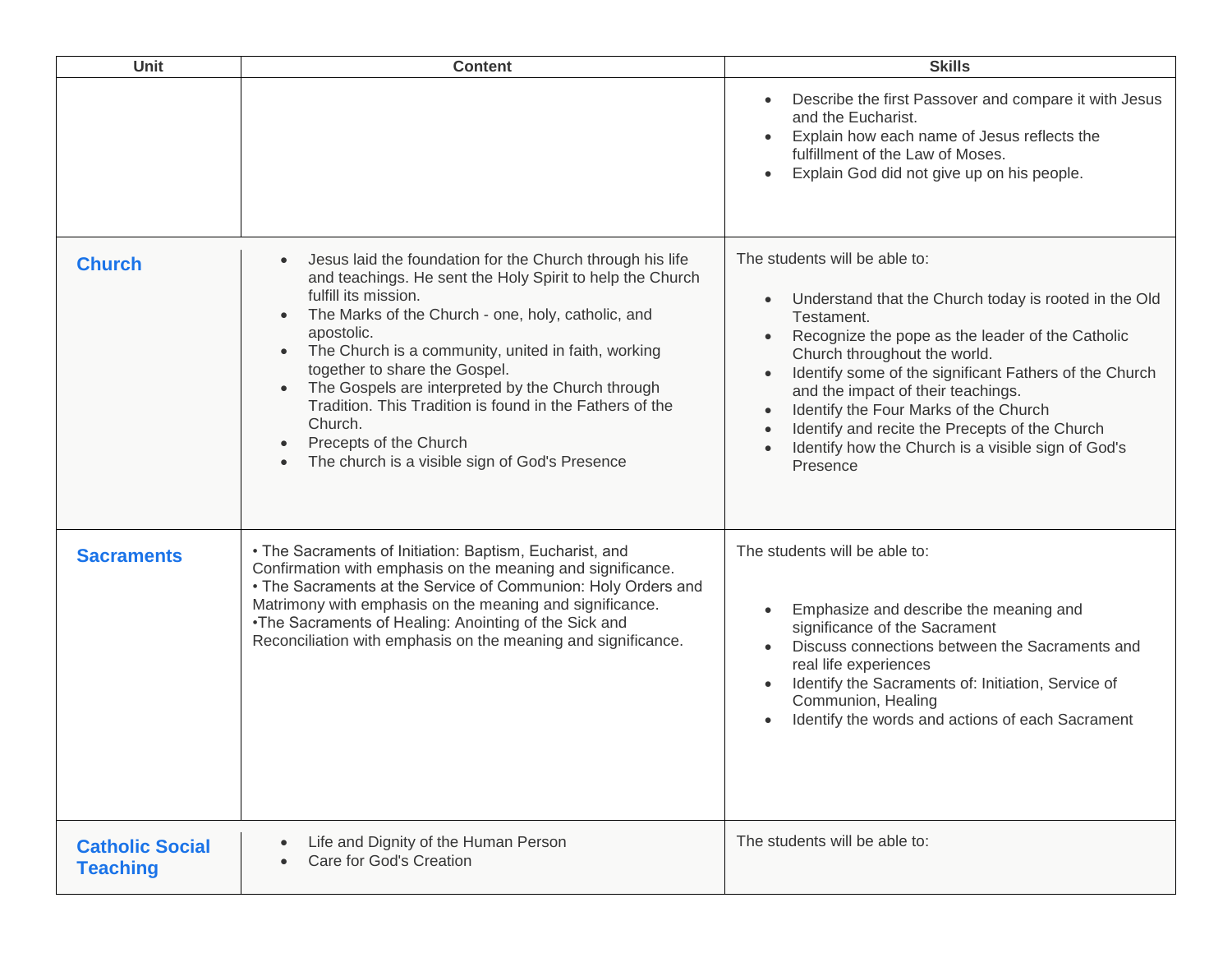| Unit | Content | Skills |
| --- | --- | --- |
| | | • Describe the first Passover and compare it with Jesus and the Eucharist.<br>• Explain how each name of Jesus reflects the fulfillment of the Law of Moses.<br>• Explain God did not give up on his people. |
| **Church** | • Jesus laid the foundation for the Church through his life and teachings. He sent the Holy Spirit to help the Church fulfill its mission.<br>• The Marks of the Church - one, holy, catholic, and apostolic.<br>• The Church is a community, united in faith, working together to share the Gospel.<br>• The Gospels are interpreted by the Church through Tradition. This Tradition is found in the Fathers of the Church.<br>• Precepts of the Church<br>• The church is a visible sign of God's Presence | The students will be able to:<br>• Understand that the Church today is rooted in the Old Testament.<br>• Recognize the pope as the leader of the Catholic Church throughout the world.<br>• Identify some of the significant Fathers of the Church and the impact of their teachings.<br>• Identify the Four Marks of the Church<br>• Identify and recite the Precepts of the Church<br>• Identify how the Church is a visible sign of God's Presence |
| **Sacraments** | • The Sacraments of Initiation: Baptism, Eucharist, and Confirmation with emphasis on the meaning and significance.<br>• The Sacraments at the Service of Communion: Holy Orders and Matrimony with emphasis on the meaning and significance.<br>•The Sacraments of Healing: Anointing of the Sick and Reconciliation with emphasis on the meaning and significance. | The students will be able to:<br>• Emphasize and describe the meaning and significance of the Sacrament<br>• Discuss connections between the Sacraments and real life experiences<br>• Identify the Sacraments of: Initiation, Service of Communion, Healing<br>• Identify the words and actions of each Sacrament |
| **Catholic Social Teaching** | • Life and Dignity of the Human Person<br>• Care for God's Creation | The students will be able to: |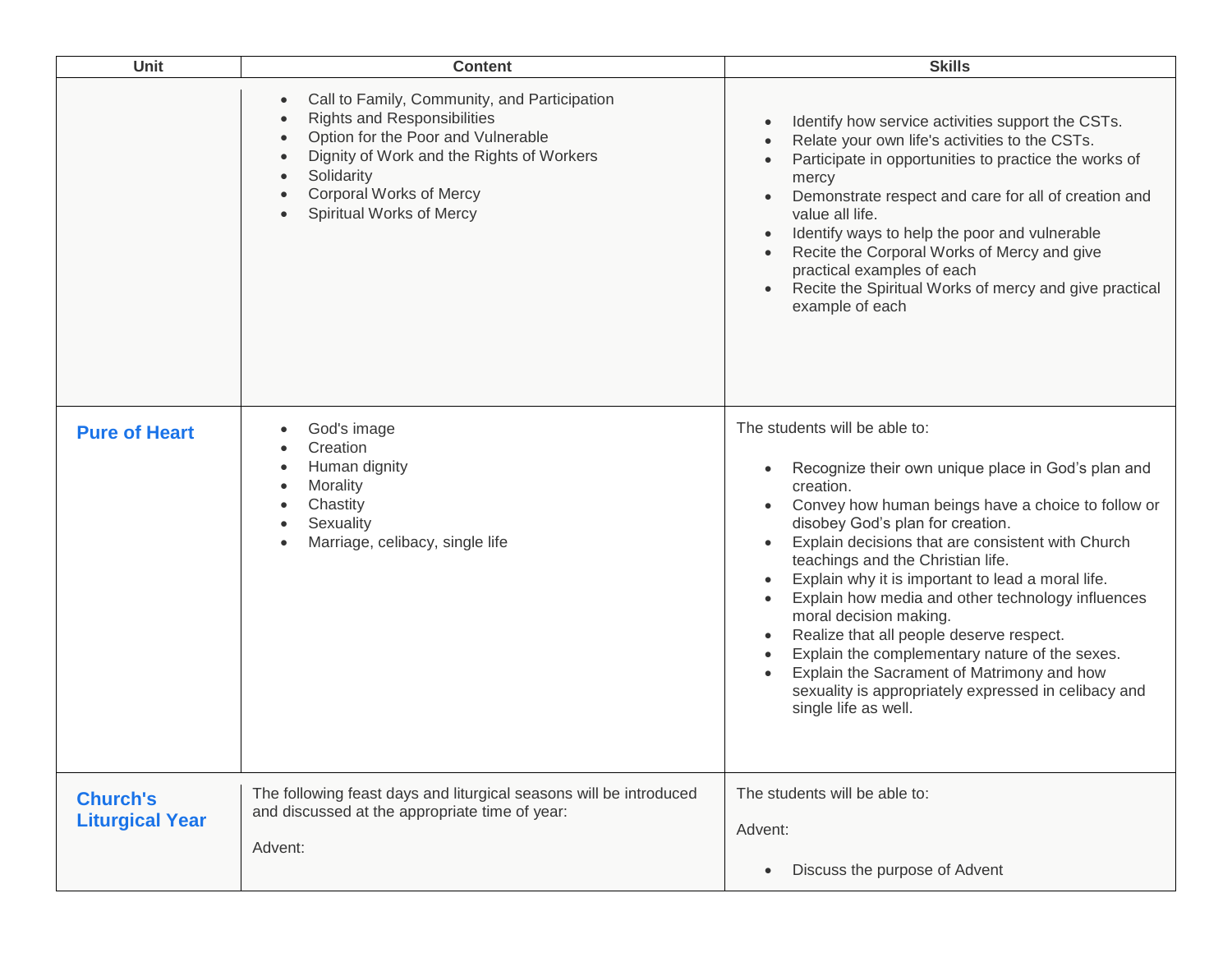| Unit | Content | Skills |
|---|---|---|
| | • Call to Family, Community, and Participation<br>• Rights and Responsibilities<br>• Option for the Poor and Vulnerable<br>• Dignity of Work and the Rights of Workers<br>• Solidarity<br>• Corporal Works of Mercy<br>• Spiritual Works of Mercy | • Identify how service activities support the CSTs.<br>• Relate your own life's activities to the CSTs.<br>• Participate in opportunities to practice the works of mercy<br>• Demonstrate respect and care for all of creation and value all life.<br>• Identify ways to help the poor and vulnerable<br>• Recite the Corporal Works of Mercy and give practical examples of each<br>• Recite the Spiritual Works of mercy and give practical example of each |
| **Pure of Heart** | • God's image<br>• Creation<br>• Human dignity<br>• Morality<br>• Chastity<br>• Sexuality<br>• Marriage, celibacy, single life | The students will be able to:<br><br>• Recognize their own unique place in God's plan and creation.<br>• Convey how human beings have a choice to follow or disobey God's plan for creation.<br>• Explain decisions that are consistent with Church teachings and the Christian life.<br>• Explain why it is important to lead a moral life.<br>• Explain how media and other technology influences moral decision making.<br>• Realize that all people deserve respect.<br>• Explain the complementary nature of the sexes.<br>• Explain the Sacrament of Matrimony and how sexuality is appropriately expressed in celibacy and single life as well. |
| **Church's Liturgical Year** | The following feast days and liturgical seasons will be introduced and discussed at the appropriate time of year:<br><br>Advent: | The students will be able to:<br><br>Advent:<br><br>• Discuss the purpose of Advent |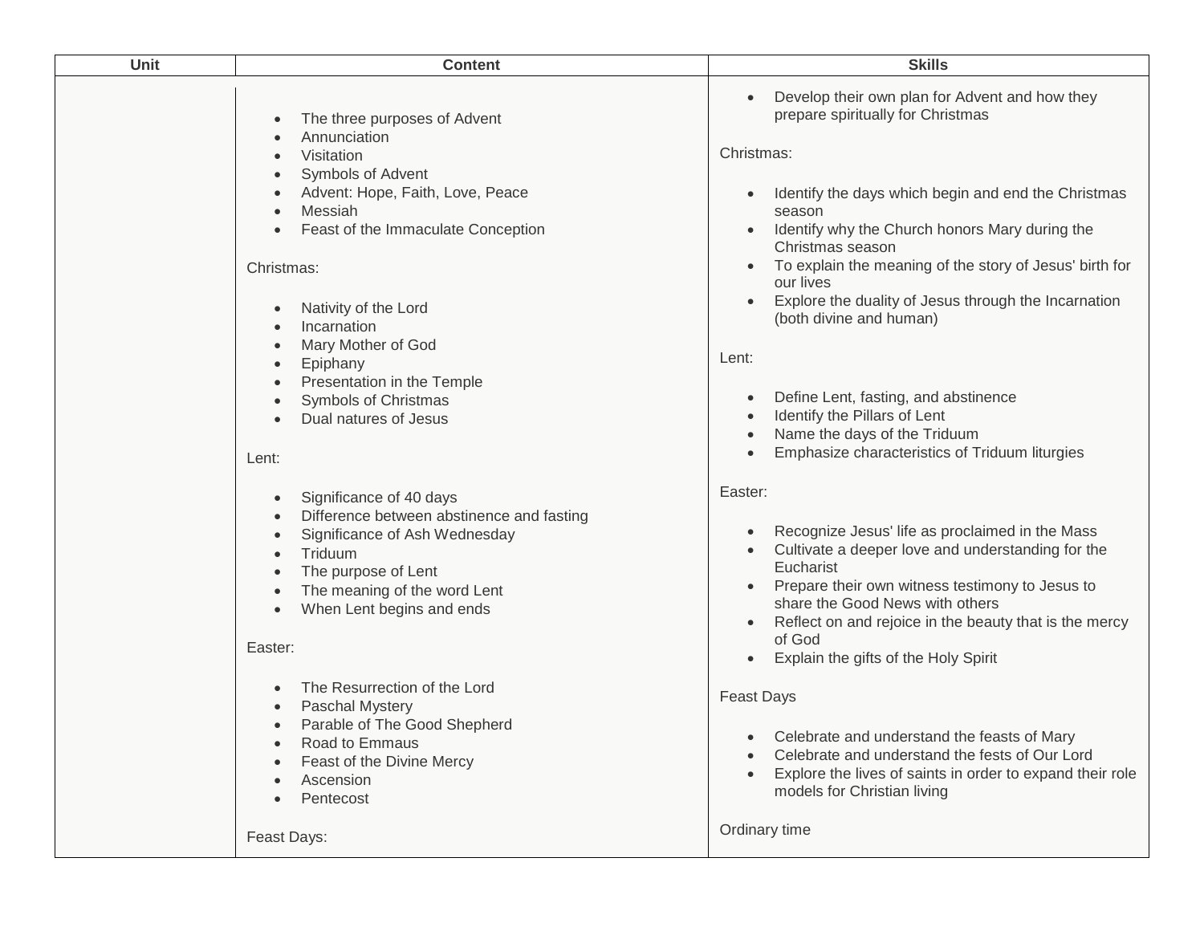| Unit | Content | Skills |
| --- | --- | --- |
| | <ul><li>The three purposes of Advent</li><li>Annunciation</li><li>Visitation</li><li>Symbols of Advent</li><li>Advent: Hope, Faith, Love, Peace</li><li>Messiah</li><li>Feast of the Immaculate Conception</li></ul>Christmas:<ul><li>Nativity of the Lord</li><li>Incarnation</li><li>Mary Mother of God</li><li>Epiphany</li><li>Presentation in the Temple</li><li>Symbols of Christmas</li><li>Dual natures of Jesus</li></ul>Lent:<ul><li>Significance of 40 days</li><li>Difference between abstinence and fasting</li><li>Significance of Ash Wednesday</li><li>Triduum</li><li>The purpose of Lent</li><li>The meaning of the word Lent</li><li>When Lent begins and ends</li></ul>Easter:<ul><li>The Resurrection of the Lord</li><li>Paschal Mystery</li><li>Parable of The Good Shepherd</li><li>Road to Emmaus</li><li>Feast of the Divine Mercy</li><li>Ascension</li><li>Pentecost</li></ul>Feast Days: | <ul><li>Develop their own plan for Advent and how they prepare spiritually for Christmas</li></ul>Christmas:<ul><li>Identify the days which begin and end the Christmas season</li><li>Identify why the Church honors Mary during the Christmas season</li><li>To explain the meaning of the story of Jesus' birth for our lives</li><li>Explore the duality of Jesus through the Incarnation (both divine and human)</li></ul>Lent:<ul><li>Define Lent, fasting, and abstinence</li><li>Identify the Pillars of Lent</li><li>Name the days of the Triduum</li><li>Emphasize characteristics of Triduum liturgies</li></ul>Easter:<ul><li>Recognize Jesus' life as proclaimed in the Mass</li><li>Cultivate a deeper love and understanding for the Eucharist</li><li>Prepare their own witness testimony to Jesus to share the Good News with others</li><li>Reflect on and rejoice in the beauty that is the mercy of God</li><li>Explain the gifts of the Holy Spirit</li></ul>Feast Days<ul><li>Celebrate and understand the feasts of Mary</li><li>Celebrate and understand the fests of Our Lord</li><li>Explore the lives of saints in order to expand their role models for Christian living</li></ul>Ordinary time |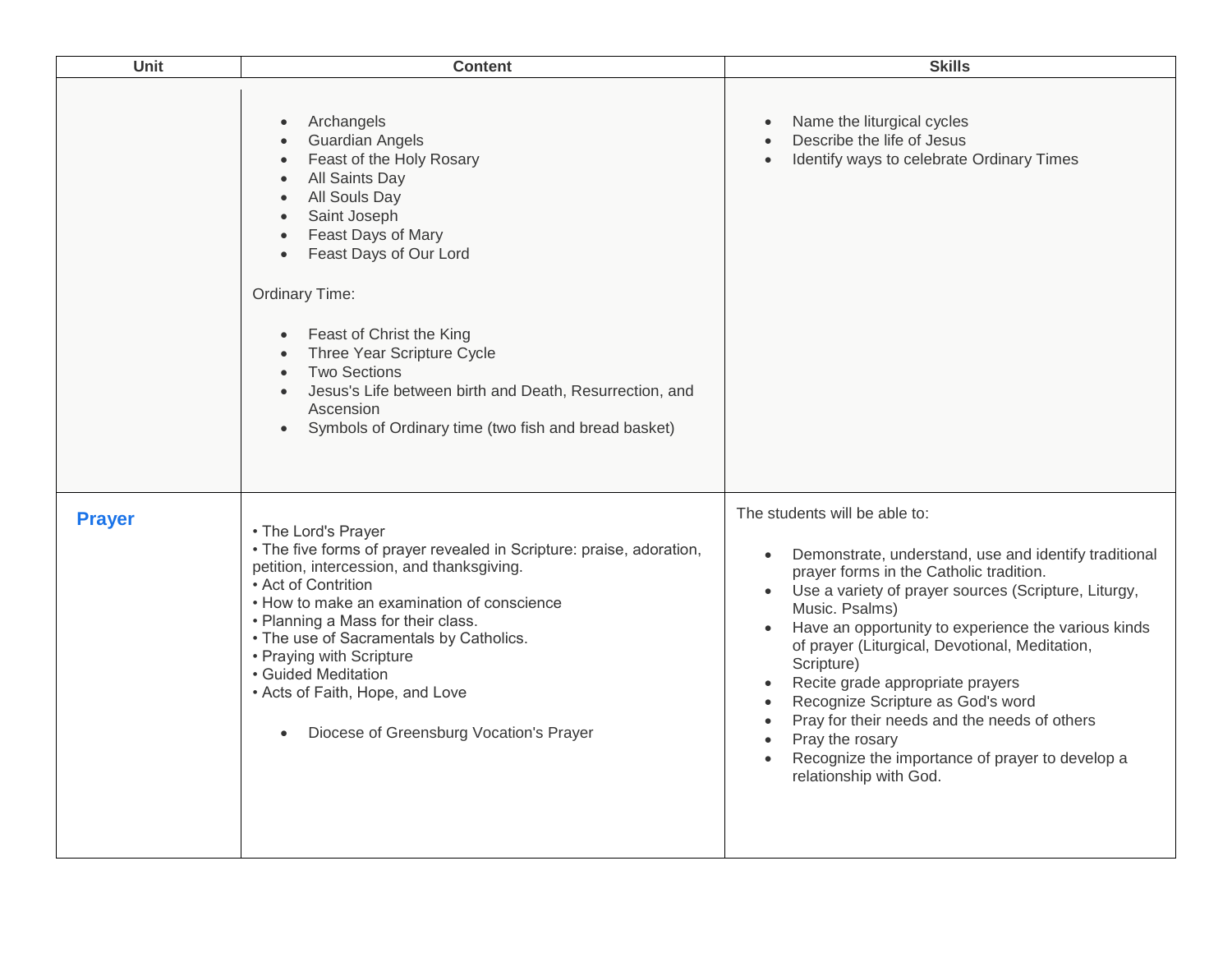| Unit | Content | Skills |
| --- | --- | --- |
| | • Archangels<br>• Guardian Angels<br>• Feast of the Holy Rosary<br>• All Saints Day<br>• All Souls Day<br>• Saint Joseph<br>• Feast Days of Mary<br>• Feast Days of Our Lord<br><br>Ordinary Time:<br><br>• Feast of Christ the King<br>• Three Year Scripture Cycle<br>• Two Sections<br>• Jesus's Life between birth and Death, Resurrection, and Ascension<br>• Symbols of Ordinary time (two fish and bread basket) | • Name the liturgical cycles<br>• Describe the life of Jesus<br>• Identify ways to celebrate Ordinary Times |
| **Prayer** | • The Lord's Prayer<br>• The five forms of prayer revealed in Scripture: praise, adoration, petition, intercession, and thanksgiving.<br>• Act of Contrition<br>• How to make an examination of conscience<br>• Planning a Mass for their class.<br>• The use of Sacramentals by Catholics.<br>• Praying with Scripture<br>• Guided Meditation<br>• Acts of Faith, Hope, and Love<br><br>• Diocese of Greensburg Vocation's Prayer | The students will be able to:<br><br>• Demonstrate, understand, use and identify traditional prayer forms in the Catholic tradition.<br>• Use a variety of prayer sources (Scripture, Liturgy, Music. Psalms)<br>• Have an opportunity to experience the various kinds of prayer (Liturgical, Devotional, Meditation, Scripture)<br>• Recite grade appropriate prayers<br>• Recognize Scripture as God's word<br>• Pray for their needs and the needs of others<br>• Pray the rosary<br>• Recognize the importance of prayer to develop a relationship with God. |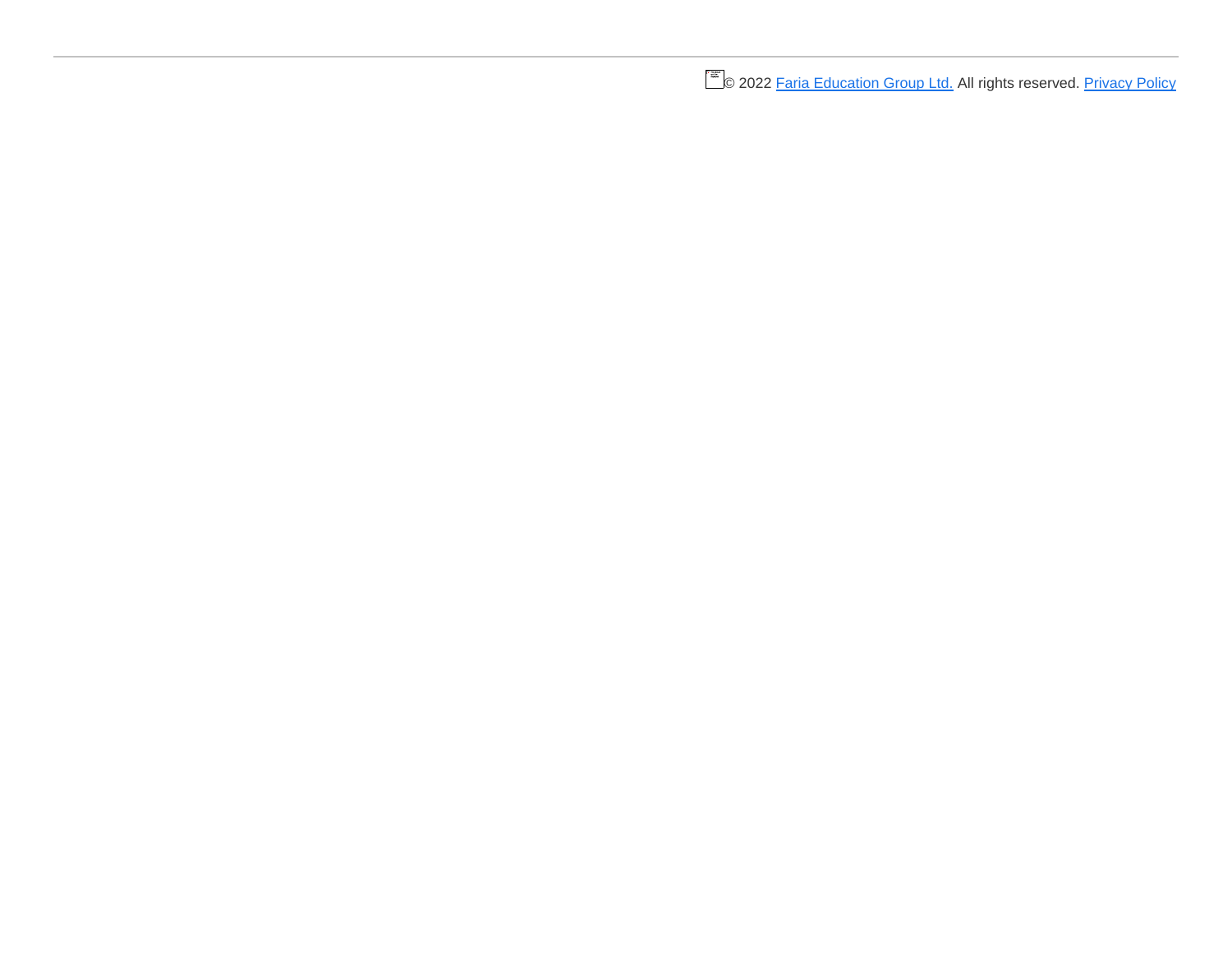© 2022 Faria Education Group Ltd. All rights reserved. Privacy Policy